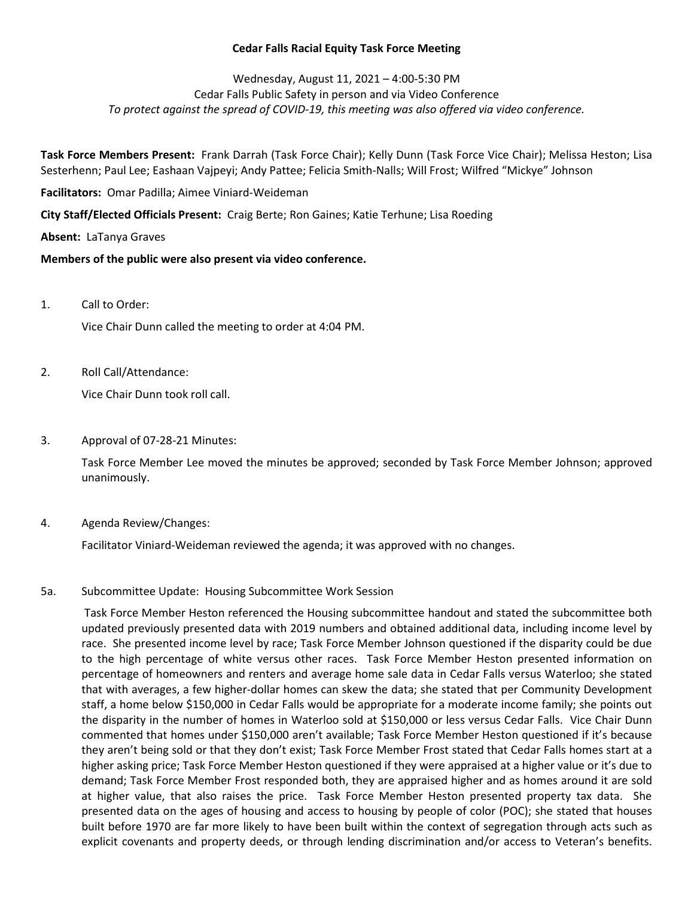**Cedar Falls Racial Equity Task Force Meeting**

Wednesday, August 11, 2021 – 4:00-5:30 PM
Cedar Falls Public Safety in person and via Video Conference
*To protect against the spread of COVID-19, this meeting was also offered via video conference.*

**Task Force Members Present:** Frank Darrah (Task Force Chair); Kelly Dunn (Task Force Vice Chair); Melissa Heston; Lisa Sesterhenn; Paul Lee; Eashaan Vajpeyi; Andy Pattee; Felicia Smith-Nalls; Will Frost; Wilfred "Mickye" Johnson

**Facilitators:** Omar Padilla; Aimee Viniard-Weideman

**City Staff/Elected Officials Present:** Craig Berte; Ron Gaines; Katie Terhune; Lisa Roeding

**Absent:** LaTanya Graves

**Members of the public were also present via video conference.**

1. Call to Order:

   Vice Chair Dunn called the meeting to order at 4:04 PM.

2. Roll Call/Attendance:

   Vice Chair Dunn took roll call.

3. Approval of 07-28-21 Minutes:

   Task Force Member Lee moved the minutes be approved; seconded by Task Force Member Johnson; approved unanimously.

4. Agenda Review/Changes:

   Facilitator Viniard-Weideman reviewed the agenda; it was approved with no changes.

5a. Subcommittee Update: Housing Subcommittee Work Session

   Task Force Member Heston referenced the Housing subcommittee handout and stated the subcommittee both updated previously presented data with 2019 numbers and obtained additional data, including income level by race. She presented income level by race; Task Force Member Johnson questioned if the disparity could be due to the high percentage of white versus other races. Task Force Member Heston presented information on percentage of homeowners and renters and average home sale data in Cedar Falls versus Waterloo; she stated that with averages, a few higher-dollar homes can skew the data; she stated that per Community Development staff, a home below $150,000 in Cedar Falls would be appropriate for a moderate income family; she points out the disparity in the number of homes in Waterloo sold at $150,000 or less versus Cedar Falls. Vice Chair Dunn commented that homes under $150,000 aren't available; Task Force Member Heston questioned if it's because they aren't being sold or that they don't exist; Task Force Member Frost stated that Cedar Falls homes start at a higher asking price; Task Force Member Heston questioned if they were appraised at a higher value or it's due to demand; Task Force Member Frost responded both, they are appraised higher and as homes around it are sold at higher value, that also raises the price. Task Force Member Heston presented property tax data. She presented data on the ages of housing and access to housing by people of color (POC); she stated that houses built before 1970 are far more likely to have been built within the context of segregation through acts such as explicit covenants and property deeds, or through lending discrimination and/or access to Veteran's benefits.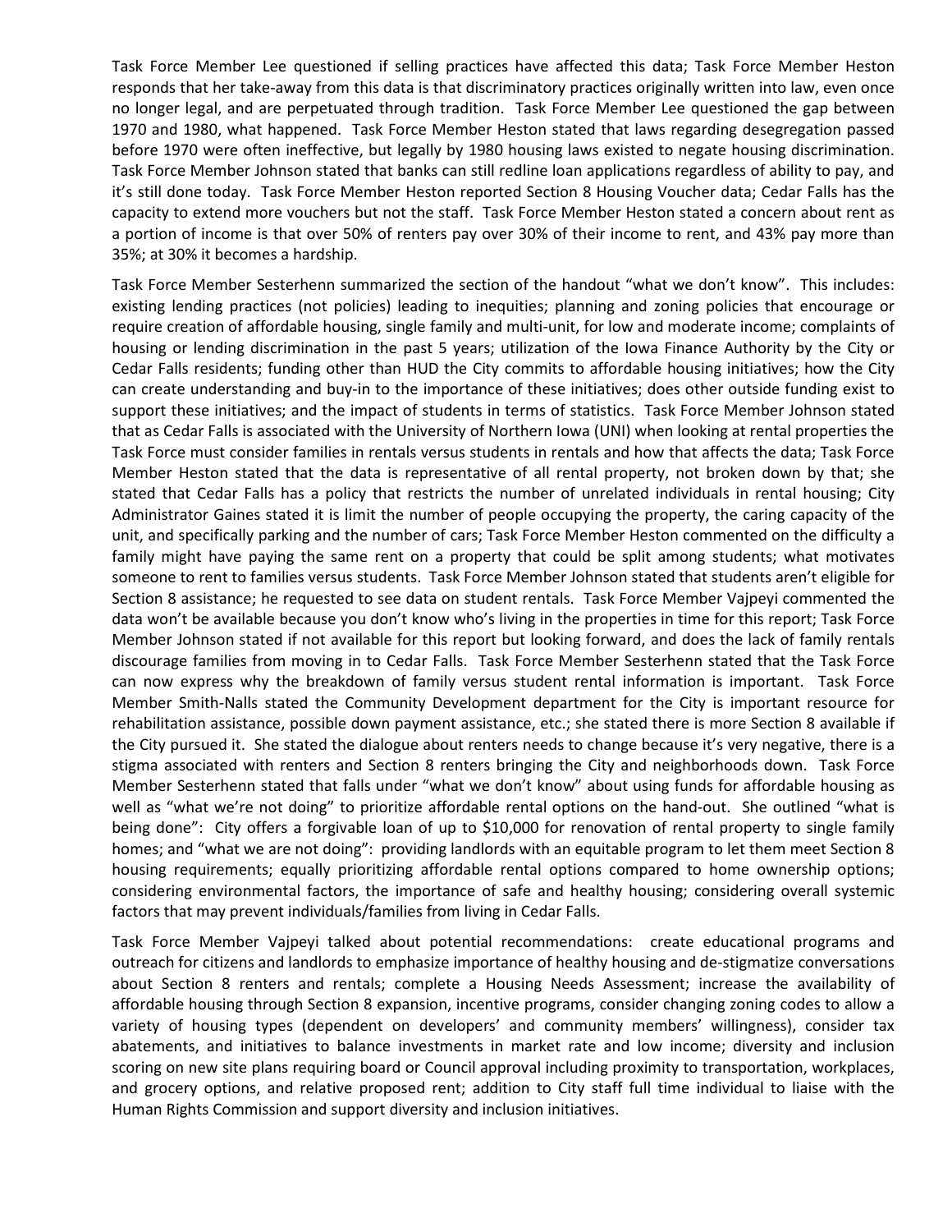Task Force Member Lee questioned if selling practices have affected this data; Task Force Member Heston responds that her take-away from this data is that discriminatory practices originally written into law, even once no longer legal, and are perpetuated through tradition. Task Force Member Lee questioned the gap between 1970 and 1980, what happened. Task Force Member Heston stated that laws regarding desegregation passed before 1970 were often ineffective, but legally by 1980 housing laws existed to negate housing discrimination. Task Force Member Johnson stated that banks can still redline loan applications regardless of ability to pay, and it's still done today. Task Force Member Heston reported Section 8 Housing Voucher data; Cedar Falls has the capacity to extend more vouchers but not the staff. Task Force Member Heston stated a concern about rent as a portion of income is that over 50% of renters pay over 30% of their income to rent, and 43% pay more than 35%; at 30% it becomes a hardship.

Task Force Member Sesterhenn summarized the section of the handout "what we don't know". This includes: existing lending practices (not policies) leading to inequities; planning and zoning policies that encourage or require creation of affordable housing, single family and multi-unit, for low and moderate income; complaints of housing or lending discrimination in the past 5 years; utilization of the Iowa Finance Authority by the City or Cedar Falls residents; funding other than HUD the City commits to affordable housing initiatives; how the City can create understanding and buy-in to the importance of these initiatives; does other outside funding exist to support these initiatives; and the impact of students in terms of statistics. Task Force Member Johnson stated that as Cedar Falls is associated with the University of Northern Iowa (UNI) when looking at rental properties the Task Force must consider families in rentals versus students in rentals and how that affects the data; Task Force Member Heston stated that the data is representative of all rental property, not broken down by that; she stated that Cedar Falls has a policy that restricts the number of unrelated individuals in rental housing; City Administrator Gaines stated it is limit the number of people occupying the property, the caring capacity of the unit, and specifically parking and the number of cars; Task Force Member Heston commented on the difficulty a family might have paying the same rent on a property that could be split among students; what motivates someone to rent to families versus students. Task Force Member Johnson stated that students aren't eligible for Section 8 assistance; he requested to see data on student rentals. Task Force Member Vajpeyi commented the data won't be available because you don't know who's living in the properties in time for this report; Task Force Member Johnson stated if not available for this report but looking forward, and does the lack of family rentals discourage families from moving in to Cedar Falls. Task Force Member Sesterhenn stated that the Task Force can now express why the breakdown of family versus student rental information is important. Task Force Member Smith-Nalls stated the Community Development department for the City is important resource for rehabilitation assistance, possible down payment assistance, etc.; she stated there is more Section 8 available if the City pursued it. She stated the dialogue about renters needs to change because it's very negative, there is a stigma associated with renters and Section 8 renters bringing the City and neighborhoods down. Task Force Member Sesterhenn stated that falls under "what we don't know" about using funds for affordable housing as well as "what we're not doing" to prioritize affordable rental options on the hand-out. She outlined "what is being done": City offers a forgivable loan of up to $10,000 for renovation of rental property to single family homes; and "what we are not doing": providing landlords with an equitable program to let them meet Section 8 housing requirements; equally prioritizing affordable rental options compared to home ownership options; considering environmental factors, the importance of safe and healthy housing; considering overall systemic factors that may prevent individuals/families from living in Cedar Falls.

Task Force Member Vajpeyi talked about potential recommendations: create educational programs and outreach for citizens and landlords to emphasize importance of healthy housing and de-stigmatize conversations about Section 8 renters and rentals; complete a Housing Needs Assessment; increase the availability of affordable housing through Section 8 expansion, incentive programs, consider changing zoning codes to allow a variety of housing types (dependent on developers' and community members' willingness), consider tax abatements, and initiatives to balance investments in market rate and low income; diversity and inclusion scoring on new site plans requiring board or Council approval including proximity to transportation, workplaces, and grocery options, and relative proposed rent; addition to City staff full time individual to liaise with the Human Rights Commission and support diversity and inclusion initiatives.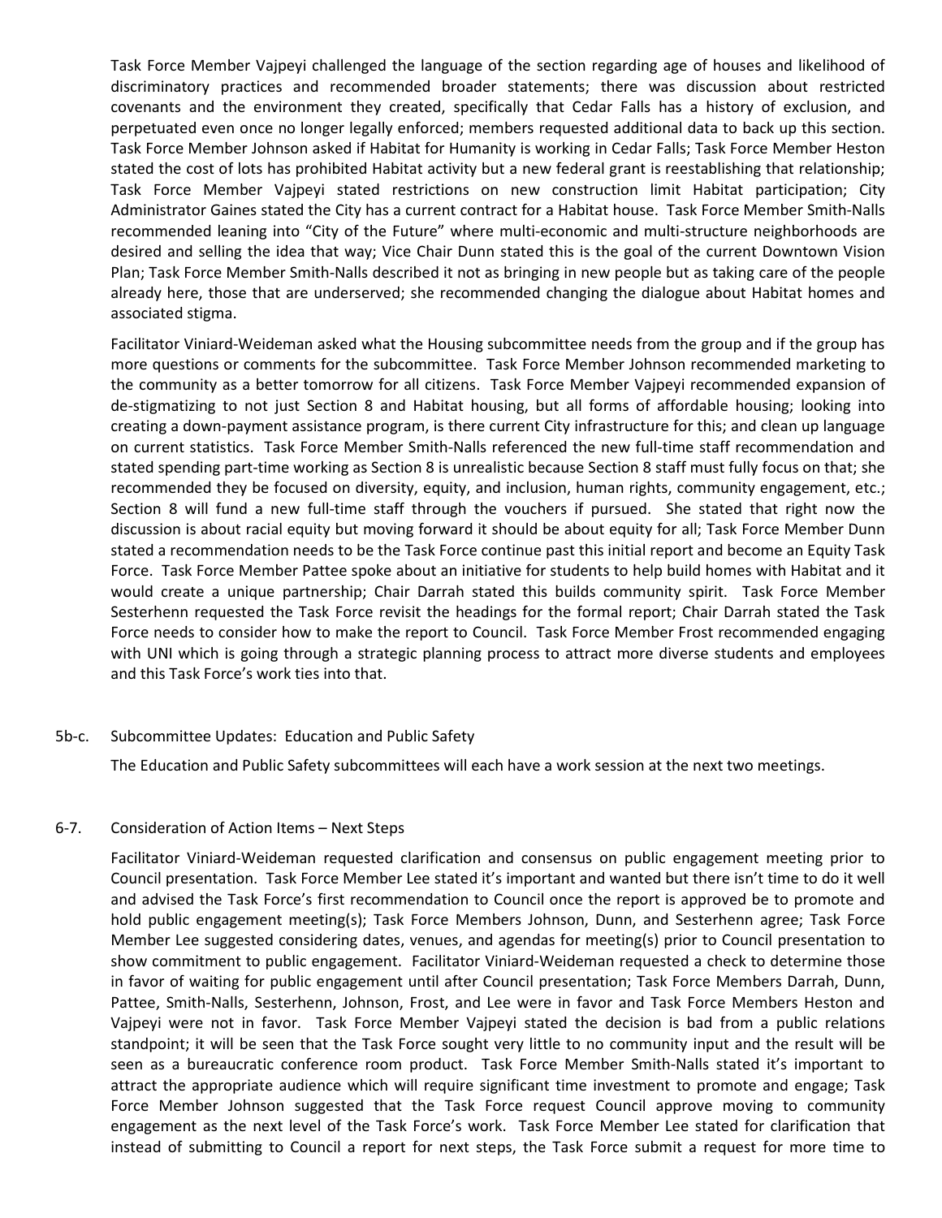Task Force Member Vajpeyi challenged the language of the section regarding age of houses and likelihood of discriminatory practices and recommended broader statements; there was discussion about restricted covenants and the environment they created, specifically that Cedar Falls has a history of exclusion, and perpetuated even once no longer legally enforced; members requested additional data to back up this section. Task Force Member Johnson asked if Habitat for Humanity is working in Cedar Falls; Task Force Member Heston stated the cost of lots has prohibited Habitat activity but a new federal grant is reestablishing that relationship; Task Force Member Vajpeyi stated restrictions on new construction limit Habitat participation; City Administrator Gaines stated the City has a current contract for a Habitat house. Task Force Member Smith-Nalls recommended leaning into "City of the Future" where multi-economic and multi-structure neighborhoods are desired and selling the idea that way; Vice Chair Dunn stated this is the goal of the current Downtown Vision Plan; Task Force Member Smith-Nalls described it not as bringing in new people but as taking care of the people already here, those that are underserved; she recommended changing the dialogue about Habitat homes and associated stigma.

Facilitator Viniard-Weideman asked what the Housing subcommittee needs from the group and if the group has more questions or comments for the subcommittee. Task Force Member Johnson recommended marketing to the community as a better tomorrow for all citizens. Task Force Member Vajpeyi recommended expansion of de-stigmatizing to not just Section 8 and Habitat housing, but all forms of affordable housing; looking into creating a down-payment assistance program, is there current City infrastructure for this; and clean up language on current statistics. Task Force Member Smith-Nalls referenced the new full-time staff recommendation and stated spending part-time working as Section 8 is unrealistic because Section 8 staff must fully focus on that; she recommended they be focused on diversity, equity, and inclusion, human rights, community engagement, etc.; Section 8 will fund a new full-time staff through the vouchers if pursued. She stated that right now the discussion is about racial equity but moving forward it should be about equity for all; Task Force Member Dunn stated a recommendation needs to be the Task Force continue past this initial report and become an Equity Task Force. Task Force Member Pattee spoke about an initiative for students to help build homes with Habitat and it would create a unique partnership; Chair Darrah stated this builds community spirit. Task Force Member Sesterhenn requested the Task Force revisit the headings for the formal report; Chair Darrah stated the Task Force needs to consider how to make the report to Council. Task Force Member Frost recommended engaging with UNI which is going through a strategic planning process to attract more diverse students and employees and this Task Force's work ties into that.

5b-c. Subcommittee Updates: Education and Public Safety

The Education and Public Safety subcommittees will each have a work session at the next two meetings.

6-7. Consideration of Action Items – Next Steps

Facilitator Viniard-Weideman requested clarification and consensus on public engagement meeting prior to Council presentation. Task Force Member Lee stated it's important and wanted but there isn't time to do it well and advised the Task Force's first recommendation to Council once the report is approved be to promote and hold public engagement meeting(s); Task Force Members Johnson, Dunn, and Sesterhenn agree; Task Force Member Lee suggested considering dates, venues, and agendas for meeting(s) prior to Council presentation to show commitment to public engagement. Facilitator Viniard-Weideman requested a check to determine those in favor of waiting for public engagement until after Council presentation; Task Force Members Darrah, Dunn, Pattee, Smith-Nalls, Sesterhenn, Johnson, Frost, and Lee were in favor and Task Force Members Heston and Vajpeyi were not in favor. Task Force Member Vajpeyi stated the decision is bad from a public relations standpoint; it will be seen that the Task Force sought very little to no community input and the result will be seen as a bureaucratic conference room product. Task Force Member Smith-Nalls stated it's important to attract the appropriate audience which will require significant time investment to promote and engage; Task Force Member Johnson suggested that the Task Force request Council approve moving to community engagement as the next level of the Task Force's work. Task Force Member Lee stated for clarification that instead of submitting to Council a report for next steps, the Task Force submit a request for more time to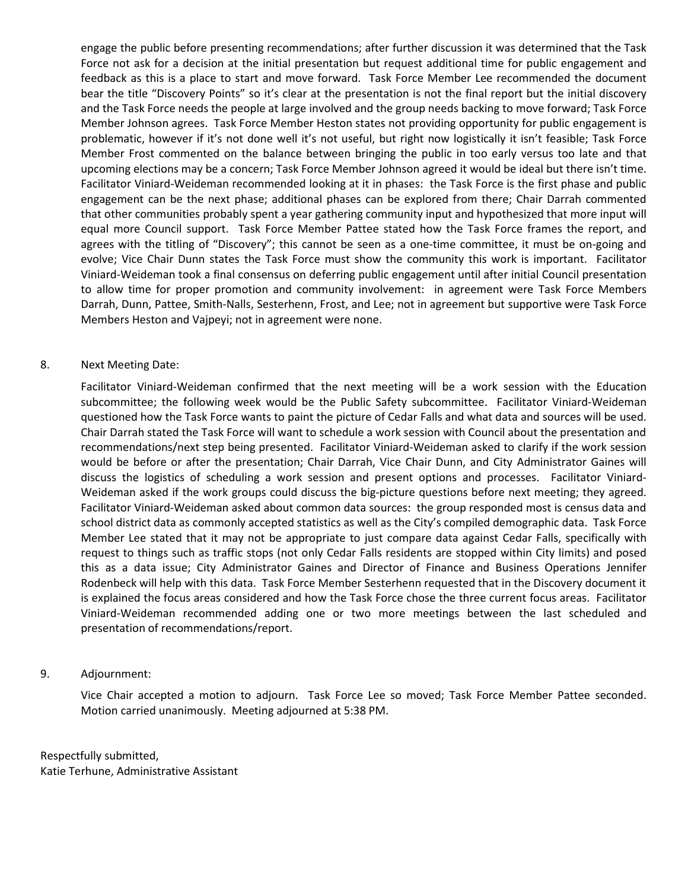engage the public before presenting recommendations; after further discussion it was determined that the Task Force not ask for a decision at the initial presentation but request additional time for public engagement and feedback as this is a place to start and move forward. Task Force Member Lee recommended the document bear the title "Discovery Points" so it's clear at the presentation is not the final report but the initial discovery and the Task Force needs the people at large involved and the group needs backing to move forward; Task Force Member Johnson agrees. Task Force Member Heston states not providing opportunity for public engagement is problematic, however if it's not done well it's not useful, but right now logistically it isn't feasible; Task Force Member Frost commented on the balance between bringing the public in too early versus too late and that upcoming elections may be a concern; Task Force Member Johnson agreed it would be ideal but there isn't time. Facilitator Viniard-Weideman recommended looking at it in phases: the Task Force is the first phase and public engagement can be the next phase; additional phases can be explored from there; Chair Darrah commented that other communities probably spent a year gathering community input and hypothesized that more input will equal more Council support. Task Force Member Pattee stated how the Task Force frames the report, and agrees with the titling of "Discovery"; this cannot be seen as a one-time committee, it must be on-going and evolve; Vice Chair Dunn states the Task Force must show the community this work is important. Facilitator Viniard-Weideman took a final consensus on deferring public engagement until after initial Council presentation to allow time for proper promotion and community involvement: in agreement were Task Force Members Darrah, Dunn, Pattee, Smith-Nalls, Sesterhenn, Frost, and Lee; not in agreement but supportive were Task Force Members Heston and Vajpeyi; not in agreement were none.

8. Next Meeting Date:

Facilitator Viniard-Weideman confirmed that the next meeting will be a work session with the Education subcommittee; the following week would be the Public Safety subcommittee. Facilitator Viniard-Weideman questioned how the Task Force wants to paint the picture of Cedar Falls and what data and sources will be used. Chair Darrah stated the Task Force will want to schedule a work session with Council about the presentation and recommendations/next step being presented. Facilitator Viniard-Weideman asked to clarify if the work session would be before or after the presentation; Chair Darrah, Vice Chair Dunn, and City Administrator Gaines will discuss the logistics of scheduling a work session and present options and processes. Facilitator Viniard-Weideman asked if the work groups could discuss the big-picture questions before next meeting; they agreed. Facilitator Viniard-Weideman asked about common data sources: the group responded most is census data and school district data as commonly accepted statistics as well as the City's compiled demographic data. Task Force Member Lee stated that it may not be appropriate to just compare data against Cedar Falls, specifically with request to things such as traffic stops (not only Cedar Falls residents are stopped within City limits) and posed this as a data issue; City Administrator Gaines and Director of Finance and Business Operations Jennifer Rodenbeck will help with this data. Task Force Member Sesterhenn requested that in the Discovery document it is explained the focus areas considered and how the Task Force chose the three current focus areas. Facilitator Viniard-Weideman recommended adding one or two more meetings between the last scheduled and presentation of recommendations/report.

9. Adjournment:

Vice Chair accepted a motion to adjourn. Task Force Lee so moved; Task Force Member Pattee seconded. Motion carried unanimously. Meeting adjourned at 5:38 PM.

Respectfully submitted,
Katie Terhune, Administrative Assistant